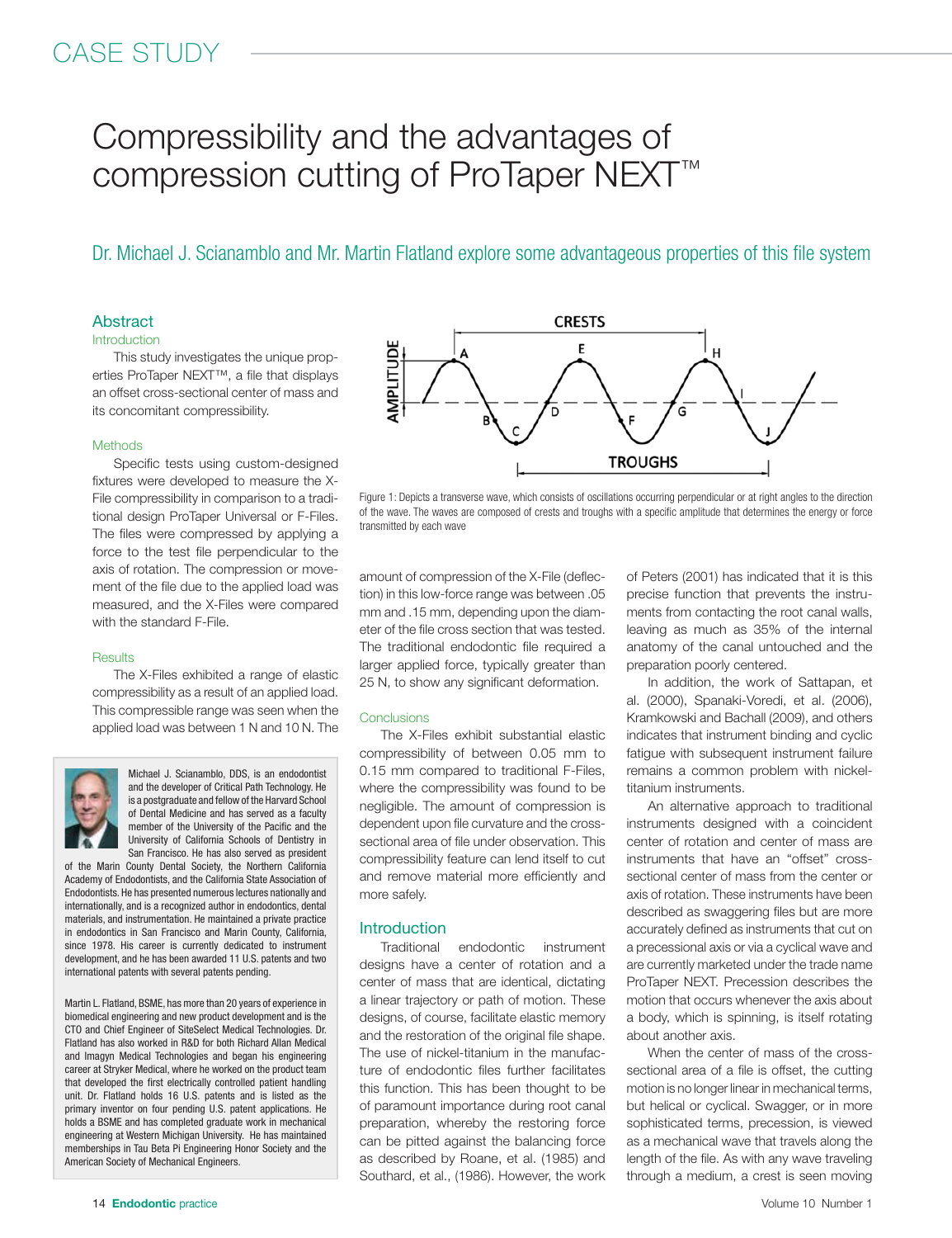# Compressibility and the advantages of compression cutting of ProTaper NEXT™

Dr. Michael J. Scianamblo and Mr. Martin Flatland explore some advantageous properties of this file system

## Abstract

### Introduction

This study investigates the unique properties ProTaper NEXT™, a file that displays an offset cross-sectional center of mass and its concomitant compressibility.

### Methods

Specific tests using custom-designed fixtures were developed to measure the X-File compressibility in comparison to a traditional design ProTaper Universal or F-Files. The files were compressed by applying a force to the test file perpendicular to the axis of rotation. The compression or movement of the file due to the applied load was measured, and the X-Files were compared with the standard F-File.

### Results

The X-Files exhibited a range of elastic compressibility as a result of an applied load. This compressible range was seen when the applied load was between 1 N and 10 N. The amount of compression of the X-File (deflection) in this low-force range was between .05 mm and .15 mm, depending upon the diameter of the file cross section that was tested. The traditional endodontic file required a larger applied force, typically greater than 25 N, to show any significant deformation.

### Conclusions

The X-Files exhibit substantial elastic compressibility of between 0.05 mm to 0.15 mm compared to traditional F-Files, where the compressibility was found to be negligible. The amount of compression is dependent upon file curvature and the cross-sectional area of file under observation. This compressibility feature can lend itself to cut and remove material more efficiently and more safely.

Michael J. Scianamblo, DDS, is an endodontist and the developer of Critical Path Technology. He is a postgraduate and fellow of the Harvard School of Dental Medicine and has served as a faculty member of the University of the Pacific and the University of California Schools of Dentistry in San Francisco. He has also served as president of the Marin County Dental Society, the Northern California Academy of Endodontists, and the California State Association of Endodontists. He has presented numerous lectures nationally and internationally, and is a recognized author in endodontics, dental materials, and instrumentation. He maintained a private practice in endodontics in San Francisco and Marin County, California, since 1978. His career is currently dedicated to instrument development, and he has been awarded 11 U.S. patents and two international patents with several patents pending.

Martin L. Flatland, BSME, has more than 20 years of experience in biomedical engineering and new product development and is the CTO and Chief Engineer of SiteSelect Medical Technologies. Dr. Flatland has also worked in R&D for both Richard Allan Medical and Imagyn Medical Technologies and began his engineering career at Stryker Medical, where he worked on the product team that developed the first electrically controlled patient handling unit. Dr. Flatland holds 16 U.S. patents and is listed as the primary inventor on four pending U.S. patent applications. He holds a BSME and has completed graduate work in mechanical engineering at Western Michigan University. He has maintained memberships in Tau Beta Pi Engineering Honor Society and the American Society of Mechanical Engineers.

Figure 1: Depicts a transverse wave, which consists of oscillations occurring perpendicular or at right angles to the direction of the wave. The waves are composed of crests and troughs with a specific amplitude that determines the energy or force transmitted by each wave

## Introduction

Traditional endodontic instrument designs have a center of rotation and a center of mass that are identical, dictating a linear trajectory or path of motion. These designs, of course, facilitate elastic memory and the restoration of the original file shape. The use of nickel-titanium in the manufacture of endodontic files further facilitates this function. This has been thought to be of paramount importance during root canal preparation, whereby the restoring force can be pitted against the balancing force as described by Roane, et al. (1985) and Southard, et al., (1986). However, the work of Peters (2001) has indicated that it is this precise function that prevents the instruments from contacting the root canal walls, leaving as much as 35% of the internal anatomy of the canal untouched and the preparation poorly centered.

In addition, the work of Sattapan, et al. (2000), Spanaki-Voredi, et al. (2006), Kramkowski and Bachall (2009), and others indicates that instrument binding and cyclic fatigue with subsequent instrument failure remains a common problem with nickel-titanium instruments.

An alternative approach to traditional instruments designed with a coincident center of rotation and center of mass are instruments that have an "offset" cross-sectional center of mass from the center or axis of rotation. These instruments have been described as swaggering files but are more accurately defined as instruments that cut on a precessional axis or via a cyclical wave and are currently marketed under the trade name ProTaper NEXT. Precession describes the motion that occurs whenever the axis about a body, which is spinning, is itself rotating about another axis.

When the center of mass of the cross-sectional area of a file is offset, the cutting motion is no longer linear in mechanical terms, but helical or cyclical. Swagger, or in more sophisticated terms, precession, is viewed as a mechanical wave that travels along the length of the file. As with any wave traveling through a medium, a crest is seen moving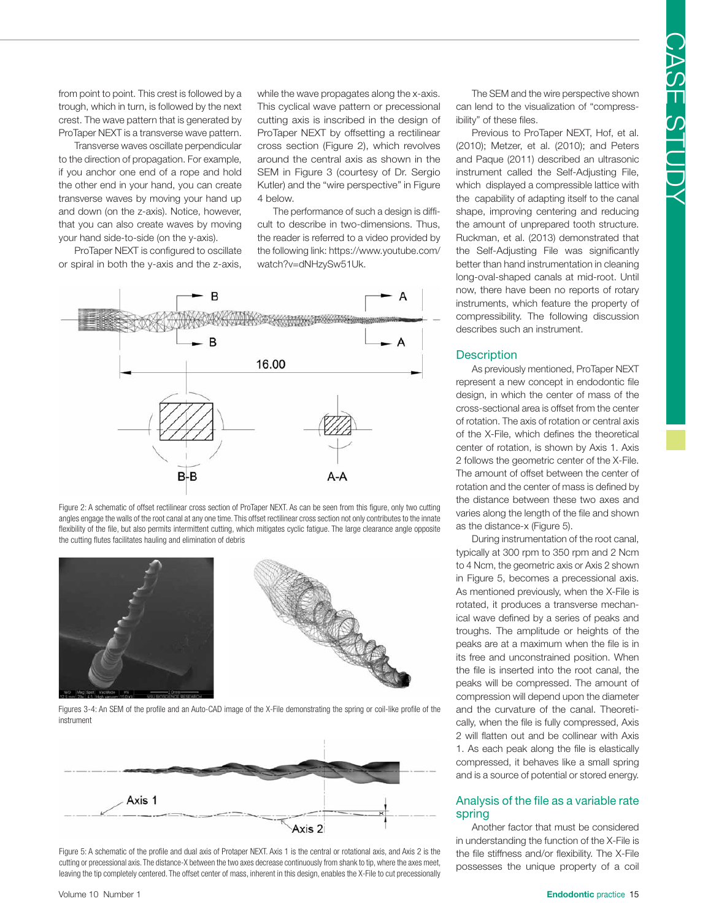from point to point. This crest is followed by a trough, which in turn, is followed by the next crest. The wave pattern that is generated by ProTaper NEXT is a transverse wave pattern.

Transverse waves oscillate perpendicular to the direction of propagation. For example, if you anchor one end of a rope and hold the other end in your hand, you can create transverse waves by moving your hand up and down (on the z-axis). Notice, however, that you can also create waves by moving your hand side-to-side (on the y-axis).

ProTaper NEXT is configured to oscillate or spiral in both the y-axis and the z-axis, while the wave propagates along the x-axis. This cyclical wave pattern or precessional cutting axis is inscribed in the design of ProTaper NEXT by offsetting a rectilinear cross section (Figure 2), which revolves around the central axis as shown in the SEM in Figure 3 (courtesy of Dr. Sergio Kutler) and the "wire perspective" in Figure 4 below.

The performance of such a design is difficult to describe in two-dimensions. Thus, the reader is referred to a video provided by the following link: https://www.youtube.com/watch?v=dNHzySw51Uk.

Figure 2: A schematic of offset rectilinear cross section of ProTaper NEXT. As can be seen from this figure, only two cutting angles engage the walls of the root canal at any one time. This offset rectilinear cross section not only contributes to the innate flexibility of the file, but also permits intermittent cutting, which mitigates cyclic fatigue. The large clearance angle opposite the cutting flutes facilitates hauling and elimination of debris

Figures 3-4: An SEM of the profile and an Auto-CAD image of the X-File demonstrating the spring or coil-like profile of the instrument

Figure 5: A schematic of the profile and dual axis of Protaper NEXT. Axis 1 is the central or rotational axis, and Axis 2 is the cutting or precessional axis. The distance-X between the two axes decrease continuously from shank to tip, where the axes meet, leaving the tip completely centered. The offset center of mass, inherent in this design, enables the X-File to cut precessionally

The SEM and the wire perspective shown can lend to the visualization of "compressibility" of these files.

Previous to ProTaper NEXT, Hof, et al. (2010); Metzer, et al. (2010); and Peters and Paque (2011) described an ultrasonic instrument called the Self-Adjusting File, which displayed a compressible lattice with the capability of adapting itself to the canal shape, improving centering and reducing the amount of unprepared tooth structure. Ruckman, et al. (2013) demonstrated that the Self-Adjusting File was significantly better than hand instrumentation in cleaning long-oval-shaped canals at mid-root. Until now, there have been no reports of rotary instruments, which feature the property of compressibility. The following discussion describes such an instrument.

## Description

As previously mentioned, ProTaper NEXT represent a new concept in endodontic file design, in which the center of mass of the cross-sectional area is offset from the center of rotation. The axis of rotation or central axis of the X-File, which defines the theoretical center of rotation, is shown by Axis 1. Axis 2 follows the geometric center of the X-File. The amount of offset between the center of rotation and the center of mass is defined by the distance between these two axes and varies along the length of the file and shown as the distance-x (Figure 5).

During instrumentation of the root canal, typically at 300 rpm to 350 rpm and 2 Ncm to 4 Ncm, the geometric axis or Axis 2 shown in Figure 5, becomes a precessional axis. As mentioned previously, when the X-File is rotated, it produces a transverse mechanical wave defined by a series of peaks and troughs. The amplitude or heights of the peaks are at a maximum when the file is in its free and unconstrained position. When the file is inserted into the root canal, the peaks will be compressed. The amount of compression will depend upon the diameter and the curvature of the canal. Theoretically, when the file is fully compressed, Axis 2 will flatten out and be collinear with Axis 1. As each peak along the file is elastically compressed, it behaves like a small spring and is a source of potential or stored energy.

## Analysis of the file as a variable rate spring

Another factor that must be considered in understanding the function of the X-File is the file stiffness and/or flexibility. The X-File possesses the unique property of a coil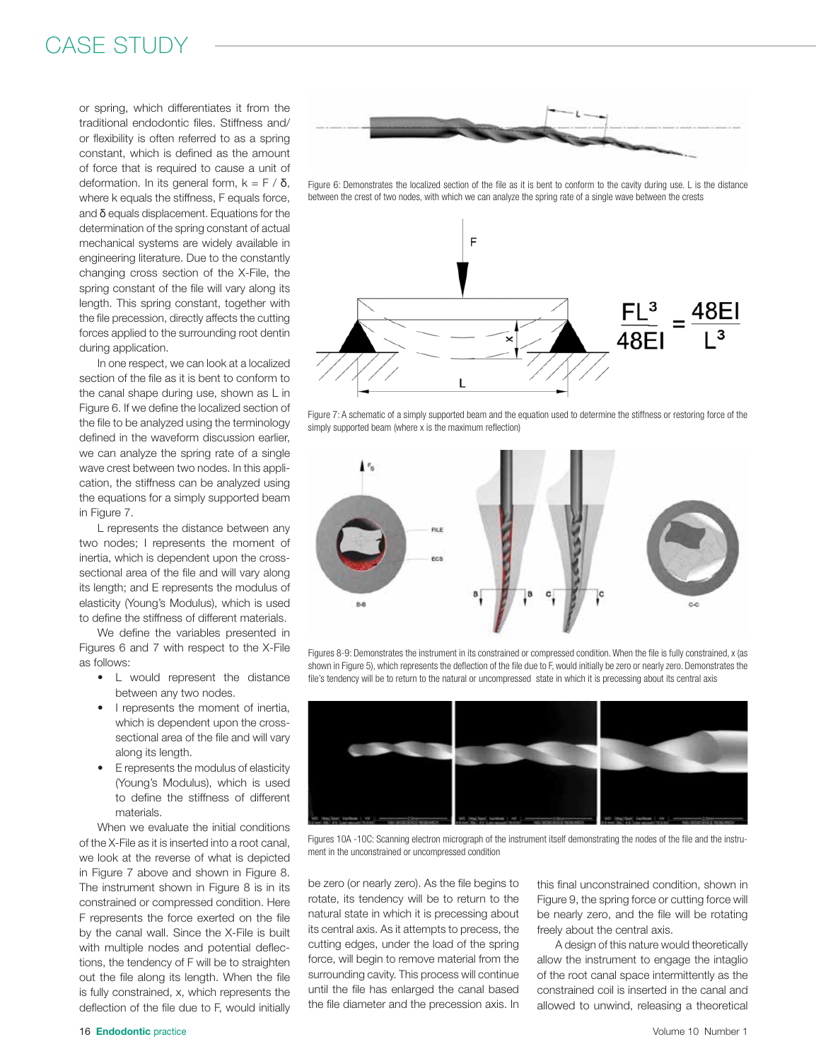or spring, which differentiates it from the traditional endodontic files. Stiffness and/or flexibility is often referred to as a spring constant, which is defined as the amount of force that is required to cause a unit of deformation. In its general form, $k = F / \delta$, where k equals the stiffness, F equals force, and $\delta$ equals displacement. Equations for the determination of the spring constant of actual mechanical systems are widely available in engineering literature. Due to the constantly changing cross section of the X-File, the spring constant of the file will vary along its length. This spring constant, together with the file precession, directly affects the cutting forces applied to the surrounding root dentin during application.

In one respect, we can look at a localized section of the file as it is bent to conform to the canal shape during use, shown as L in Figure 6. If we define the localized section of the file to be analyzed using the terminology defined in the waveform discussion earlier, we can analyze the spring rate of a single wave crest between two nodes. In this application, the stiffness can be analyzed using the equations for a simply supported beam in Figure 7.

L represents the distance between any two nodes; I represents the moment of inertia, which is dependent upon the cross-sectional area of the file and will vary along its length; and E represents the modulus of elasticity (Young's Modulus), which is used to define the stiffness of different materials.

We define the variables presented in Figures 6 and 7 with respect to the X-File as follows:

- L would represent the distance between any two nodes.
- I represents the moment of inertia, which is dependent upon the cross-sectional area of the file and will vary along its length.
- E represents the modulus of elasticity (Young's Modulus), which is used to define the stiffness of different materials.

When we evaluate the initial conditions of the X-File as it is inserted into a root canal, we look at the reverse of what is depicted in Figure 7 above and shown in Figure 8. The instrument shown in Figure 8 is in its constrained or compressed condition. Here F represents the force exerted on the file by the canal wall. Since the X-File is built with multiple nodes and potential deflections, the tendency of F will be to straighten out the file along its length. When the file is fully constrained, x, which represents the deflection of the file due to F, would initially be zero (or nearly zero). As the file begins to rotate, its tendency will be to return to the natural state in which it is precessing about its central axis. As it attempts to precess, the cutting edges, under the load of the spring force, will begin to remove material from the surrounding cavity. This process will continue until the file has enlarged the canal based the file diameter and the precession axis. In this final unconstrained condition, shown in Figure 9, the spring force or cutting force will be nearly zero, and the file will be rotating freely about the central axis.

A design of this nature would theoretically allow the instrument to engage the intaglio of the root canal space intermittently as the constrained coil is inserted in the canal and allowed to unwind, releasing a theoretical

Figure 6: Demonstrates the localized section of the file as it is bent to conform to the cavity during use. L is the distance between the crest of two nodes, with which we can analyze the spring rate of a single wave between the crests

$$\frac{FL^3}{48EI} = \frac{48EI}{L^3}$$

Figure 7: A schematic of a simply supported beam and the equation used to determine the stiffness or restoring force of the simply supported beam (where x is the maximum reflection)

Figures 8-9: Demonstrates the instrument in its constrained or compressed condition. When the file is fully constrained, x (as shown in Figure 5), which represents the deflection of the file due to F, would initially be zero or nearly zero. Demonstrates the file's tendency will be to return to the natural or uncompressed state in which it is precessing about its central axis

Figures 10A -10C: Scanning electron micrograph of the instrument itself demonstrating the nodes of the file and the instrument in the unconstrained or uncompressed condition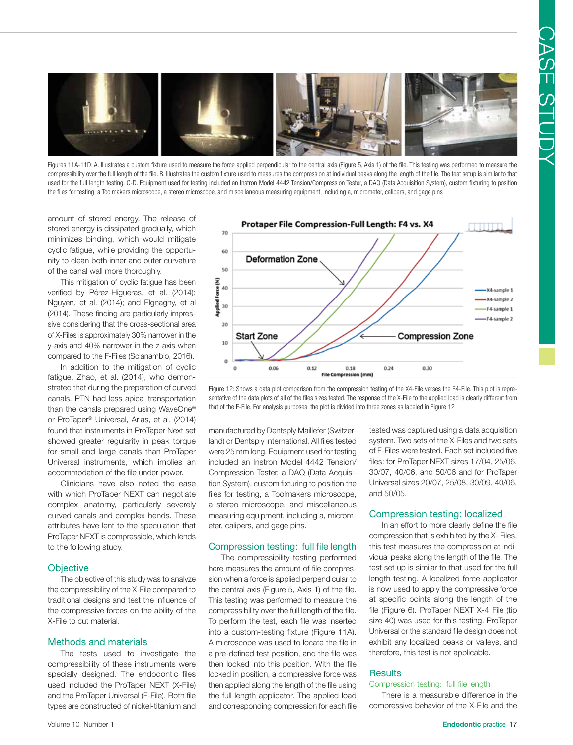Figures 11A-11D: A. Illustrates a custom fixture used to measure the force applied perpendicular to the central axis (Figure 5, Axis 1) of the file. This testing was performed to measure the compressibility over the full length of the file. B. Illustrates the custom fixture used to measures the compression at individual peaks along the length of the file. The test setup is similar to that used for the full length testing. C-D. Equipment used for testing included an Instron Model 4442 Tension/Compression Tester, a DAQ (Data Acquisition System), custom fixturing to position the files for testing, a Toolmakers microscope, a stereo microscope, and miscellaneous measuring equipment, including a, micrometer, calipers, and gage pins

amount of stored energy. The release of stored energy is dissipated gradually, which minimizes binding, which would mitigate cyclic fatigue, while providing the opportunity to clean both inner and outer curvature of the canal wall more thoroughly.

This mitigation of cyclic fatigue has been verified by Pérez-Higueras, et al. (2014); Nguyen, et al. (2014); and Elgnaghy, et al (2014). These finding are particularly impressive considering that the cross-sectional area of X-Files is approximately 30% narrower in the y-axis and 40% narrower in the z-axis when compared to the F-Files (Scianamblo, 2016).

In addition to the mitigation of cyclic fatigue, Zhao, et al. (2014), who demonstrated that during the preparation of curved canals, PTN had less apical transportation than the canals prepared using WaveOne® or ProTaper® Universal, Arias, et al. (2014) found that instruments in ProTaper Next set showed greater regularity in peak torque for small and large canals than ProTaper Universal instruments, which implies an accommodation of the file under power.

Clinicians have also noted the ease with which ProTaper NEXT can negotiate complex anatomy, particularly severely curved canals and complex bends. These attributes have lent to the speculation that ProTaper NEXT is compressible, which lends to the following study.

## Objective

The objective of this study was to analyze the compressibility of the X-File compared to traditional designs and test the influence of the compressive forces on the ability of the X-File to cut material.

## Methods and materials

The tests used to investigate the compressibility of these instruments were specially designed. The endodontic files used included the ProTaper NEXT (X-File) and the ProTaper Universal (F-File). Both file types are constructed of nickel-titanium and manufactured by Dentsply Maillefer (Switzerland) or Dentsply International. All files tested were 25 mm long. Equipment used for testing included an Instron Model 4442 Tension/Compression Tester, a DAQ (Data Acquisition System), custom fixturing to position the files for testing, a Toolmakers microscope, a stereo microscope, and miscellaneous measuring equipment, including a, micrometer, calipers, and gage pins.

Figure 12: Shows a data plot comparison from the compression testing of the X4-File verses the F4-File. This plot is representative of the data plots of all of the files sizes tested. The response of the X-File to the applied load is clearly different from that of the F-File. For analysis purposes, the plot is divided into three zones as labeled in Figure 12

## Compression testing: full file length

The compressibility testing performed here measures the amount of file compression when a force is applied perpendicular to the central axis (Figure 5, Axis 1) of the file. This testing was performed to measure the compressibility over the full length of the file. To perform the test, each file was inserted into a custom-testing fixture (Figure 11A). A microscope was used to locate the file in a pre-defined test position, and the file was then locked into this position. With the file locked in position, a compressive force was then applied along the length of the file using the full length applicator. The applied load and corresponding compression for each file tested was captured using a data acquisition system. Two sets of the X-Files and two sets of F-Files were tested. Each set included five files: for ProTaper NEXT sizes 17/04, 25/06, 30/07, 40/06, and 50/06 and for ProTaper Universal sizes 20/07, 25/08, 30/09, 40/06, and 50/05.

## Compression testing: localized

In an effort to more clearly define the file compression that is exhibited by the X- Files, this test measures the compression at individual peaks along the length of the file. The test set up is similar to that used for the full length testing. A localized force applicator is now used to apply the compressive force at specific points along the length of the file (Figure 6). ProTaper NEXT X-4 File (tip size 40) was used for this testing. ProTaper Universal or the standard file design does not exhibit any localized peaks or valleys, and therefore, this test is not applicable.

## Results

### Compression testing: full file length

There is a measurable difference in the compressive behavior of the X-File and the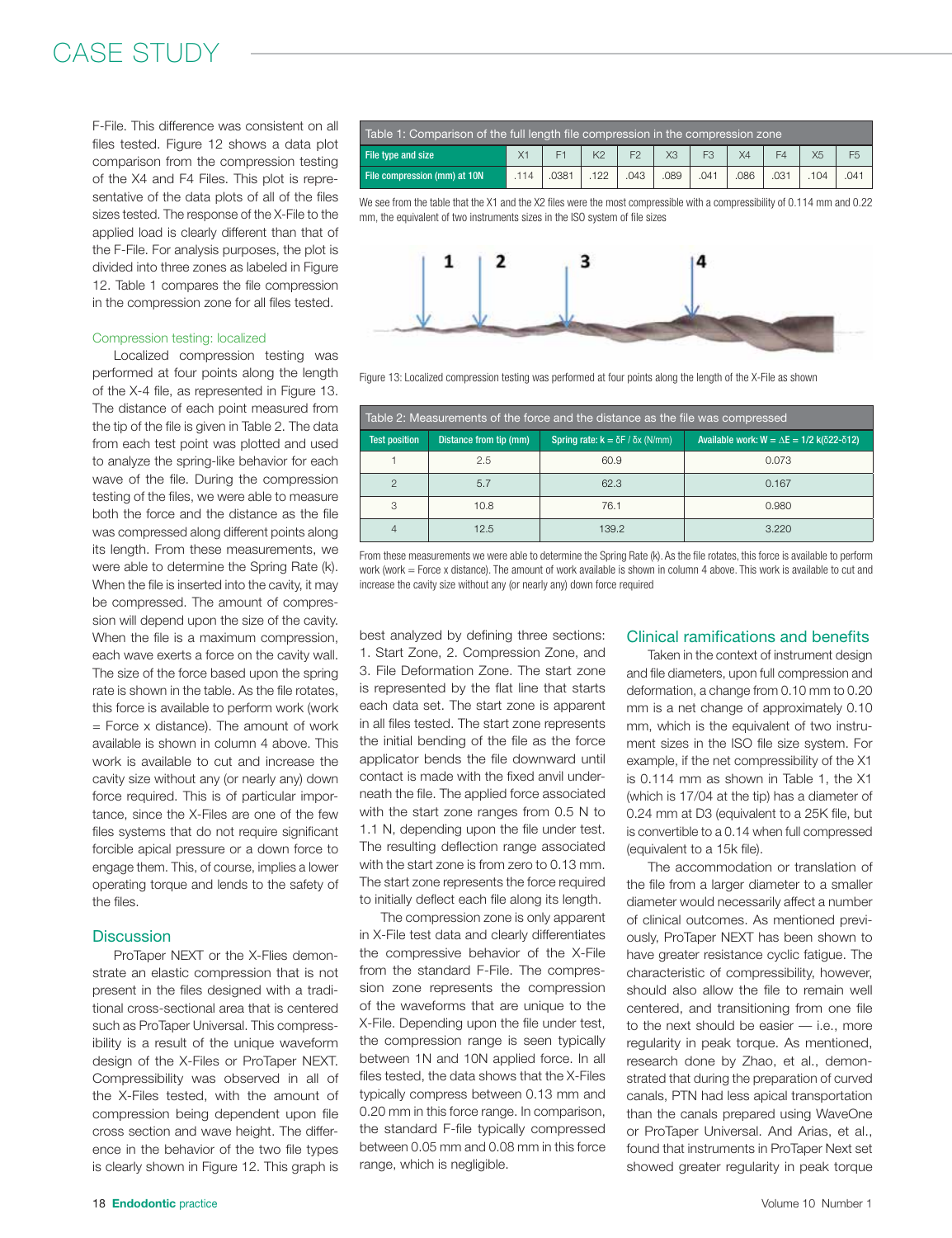F-File. This difference was consistent on all files tested. Figure 12 shows a data plot comparison from the compression testing of the X4 and F4 Files. This plot is representative of the data plots of all of the files sizes tested. The response of the X-File to the applied load is clearly different than that of the F-File. For analysis purposes, the plot is divided into three zones as labeled in Figure 12. Table 1 compares the file compression in the compression zone for all files tested.

### Compression testing: localized

Localized compression testing was performed at four points along the length of the X-4 file, as represented in Figure 13. The distance of each point measured from the tip of the file is given in Table 2. The data from each test point was plotted and used to analyze the spring-like behavior for each wave of the file. During the compression testing of the files, we were able to measure both the force and the distance as the file was compressed along different points along its length. From these measurements, we were able to determine the Spring Rate (k). When the file is inserted into the cavity, it may be compressed. The amount of compression will depend upon the size of the cavity. When the file is a maximum compression, each wave exerts a force on the cavity wall. The size of the force based upon the spring rate is shown in the table. As the file rotates, this force is available to perform work (work = Force x distance). The amount of work available is shown in column 4 above. This work is available to cut and increase the cavity size without any (or nearly any) down force required. This is of particular importance, since the X-Files are one of the few files systems that do not require significant forcible apical pressure or a down force to engage them. This, of course, implies a lower operating torque and lends to the safety of the files.

| Table 1: Comparison of the full length file compression in the compression zone | | | | | | | | | | |
|---|---|---|---|---|---|---|---|---|---|---|
| File type and size | X1 | F1 | K2 | F2 | X3 | F3 | X4 | F4 | X5 | F5 |
| File compression (mm) at 10N | .114 | .0381 | .122 | .043 | .089 | .041 | .086 | .031 | .104 | .041 |

We see from the table that the X1 and the X2 files were the most compressible with a compressibility of 0.114 mm and 0.22 mm, the equivalent of two instruments sizes in the ISO system of file sizes

Figure 13: Localized compression testing was performed at four points along the length of the X-File as shown

| Test position | Distance from tip (mm) | Spring rate: $k = \delta F / \delta x$ (N/mm) | Available work: $W = \Delta E = 1/2\, k(\delta 2^2 - \delta 1^2)$ |
|---|---|---|---|
| 1 | 2.5 | 60.9 | 0.073 |
| 2 | 5.7 | 62.3 | 0.167 |
| 3 | 10.8 | 76.1 | 0.980 |
| 4 | 12.5 | 139.2 | 3.220 |

Table 2: Measurements of the force and the distance as the file was compressed

From these measurements we were able to determine the Spring Rate (k). As the file rotates, this force is available to perform work (work = Force x distance). The amount of work available is shown in column 4 above. This work is available to cut and increase the cavity size without any (or nearly any) down force required

## Discussion

ProTaper NEXT or the X-Flies demonstrate an elastic compression that is not present in the files designed with a traditional cross-sectional area that is centered such as ProTaper Universal. This compressibility is a result of the unique waveform design of the X-Files or ProTaper NEXT. Compressibility was observed in all of the X-Files tested, with the amount of compression being dependent upon file cross section and wave height. The difference in the behavior of the two file types is clearly shown in Figure 12. This graph is best analyzed by defining three sections: 1. Start Zone, 2. Compression Zone, and 3. File Deformation Zone. The start zone is represented by the flat line that starts each data set. The start zone is apparent in all files tested. The start zone represents the initial bending of the file as the force applicator bends the file downward until contact is made with the fixed anvil underneath the file. The applied force associated with the start zone ranges from 0.5 N to 1.1 N, depending upon the file under test. The resulting deflection range associated with the start zone is from zero to 0.13 mm. The start zone represents the force required to initially deflect each file along its length.

The compression zone is only apparent in X-File test data and clearly differentiates the compressive behavior of the X-File from the standard F-File. The compression zone represents the compression of the waveforms that are unique to the X-File. Depending upon the file under test, the compression range is seen typically between 1N and 10N applied force. In all files tested, the data shows that the X-Files typically compress between 0.13 mm and 0.20 mm in this force range. In comparison, the standard F-file typically compressed between 0.05 mm and 0.08 mm in this force range, which is negligible.

## Clinical ramifications and benefits

Taken in the context of instrument design and file diameters, upon full compression and deformation, a change from 0.10 mm to 0.20 mm is a net change of approximately 0.10 mm, which is the equivalent of two instrument sizes in the ISO file size system. For example, if the net compressibility of the X1 is 0.114 mm as shown in Table 1, the X1 (which is 17/04 at the tip) has a diameter of 0.24 mm at D3 (equivalent to a 25K file, but is convertible to a 0.14 when full compressed (equivalent to a 15k file).

The accommodation or translation of the file from a larger diameter to a smaller diameter would necessarily affect a number of clinical outcomes. As mentioned previously, ProTaper NEXT has been shown to have greater resistance cyclic fatigue. The characteristic of compressibility, however, should also allow the file to remain well centered, and transitioning from one file to the next should be easier — i.e., more regularity in peak torque. As mentioned, research done by Zhao, et al., demonstrated that during the preparation of curved canals, PTN had less apical transportation than the canals prepared using WaveOne or ProTaper Universal. And Arias, et al., found that instruments in ProTaper Next set showed greater regularity in peak torque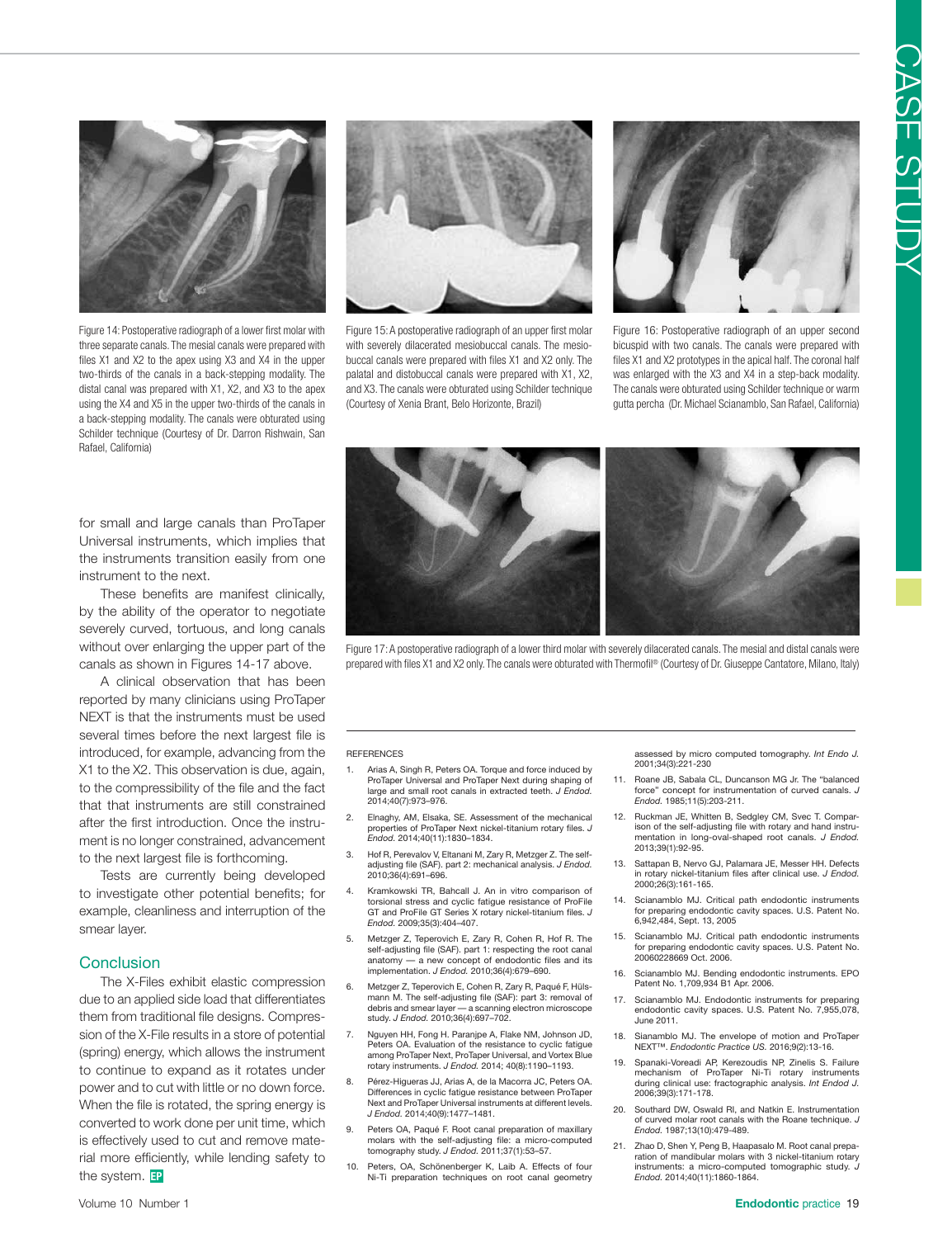Figure 14: Postoperative radiograph of a lower first molar with three separate canals. The mesial canals were prepared with files X1 and X2 to the apex using X3 and X4 in the upper two-thirds of the canals in a back-stepping modality. The distal canal was prepared with X1, X2, and X3 to the apex using the X4 and X5 in the upper two-thirds of the canals in a back-stepping modality. The canals were obturated using Schilder technique (Courtesy of Dr. Darron Rishwain, San Rafael, California)

Figure 15: A postoperative radiograph of an upper first molar with severely dilacerated mesiobuccal canals. The mesiobuccal canals were prepared with files X1 and X2 only. The palatal and distobuccal canals were prepared with X1, X2, and X3. The canals were obturated using Schilder technique (Courtesy of Xenia Brant, Belo Horizonte, Brazil)

Figure 16: Postoperative radiograph of an upper second bicuspid with two canals. The canals were prepared with files X1 and X2 prototypes in the apical half. The coronal half was enlarged with the X3 and X4 in a step-back modality. The canals were obturated using Schilder technique or warm gutta percha (Dr. Michael Scianamblo, San Rafael, California)

Figure 17: A postoperative radiograph of a lower third molar with severely dilacerated canals. The mesial and distal canals were prepared with files X1 and X2 only. The canals were obturated with Thermofil® (Courtesy of Dr. Giuseppe Cantatore, Milano, Italy)

for small and large canals than ProTaper Universal instruments, which implies that the instruments transition easily from one instrument to the next.

These benefits are manifest clinically, by the ability of the operator to negotiate severely curved, tortuous, and long canals without over enlarging the upper part of the canals as shown in Figures 14-17 above.

A clinical observation that has been reported by many clinicians using ProTaper NEXT is that the instruments must be used several times before the next largest file is introduced, for example, advancing from the X1 to the X2. This observation is due, again, to the compressibility of the file and the fact that that instruments are still constrained after the first introduction. Once the instrument is no longer constrained, advancement to the next largest file is forthcoming.

Tests are currently being developed to investigate other potential benefits; for example, cleanliness and interruption of the smear layer.

## Conclusion

The X-Files exhibit elastic compression due to an applied side load that differentiates them from traditional file designs. Compression of the X-File results in a store of potential (spring) energy, which allows the instrument to continue to expand as it rotates under power and to cut with little or no down force. When the file is rotated, the spring energy is converted to work done per unit time, which is effectively used to cut and remove material more efficiently, while lending safety to the system. EP

REFERENCES

1. Arias A, Singh R, Peters OA. Torque and force induced by ProTaper Universal and ProTaper Next during shaping of large and small root canals in extracted teeth. *J Endod.* 2014;40(7):973–976.
2. Elnaghy, AM, Elsaka, SE. Assessment of the mechanical properties of ProTaper Next nickel-titanium rotary files. *J Endod.* 2014;40(11):1830–1834.
3. Hof R, Perevalov V, Eltanani M, Zary R, Metzger Z. The self-adjusting file (SAF). part 2: mechanical analysis. *J Endod.* 2010;36(4):691–696.
4. Kramkowski TR, Bahcall J. An in vitro comparison of torsional stress and cyclic fatigue resistance of ProFile GT and ProFile GT Series X rotary nickel-titanium files. *J Endod.* 2009;35(3):404–407.
5. Metzger Z, Teperovich E, Zary R, Cohen R, Hof R. The self-adjusting file (SAF). part 1: respecting the root canal anatomy — a new concept of endodontic files and its implementation. *J Endod.* 2010;36(4):679–690.
6. Metzger Z, Teperovich E, Cohen R, Zary R, Paqué F, Hülsmann M. The self-adjusting file (SAF): part 3: removal of debris and smear layer — a scanning electron microscope study. *J Endod.* 2010;36(4):697–702.
7. Nguyen HH, Fong H. Paranjpe A, Flake NM, Johnson JD, Peters OA. Evaluation of the resistance to cyclic fatigue among ProTaper Next, ProTaper Universal, and Vortex Blue rotary instruments. *J Endod.* 2014; 40(8):1190–1193.
8. Pérez-Higueras JJ, Arias A, de la Macorra JC, Peters OA. Differences in cyclic fatigue resistance between ProTaper Next and ProTaper Universal instruments at different levels. *J Endod.* 2014;40(9):1477–1481.
9. Peters OA, Paqué F. Root canal preparation of maxillary molars with the self-adjusting file: a micro-computed tomography study. *J Endod.* 2011;37(1):53–57.
10. Peters, OA, Schönenberger K, Laib A. Effects of four Ni-Ti preparation techniques on root canal geometry assessed by micro computed tomography. *Int Endo J.* 2001;34(3):221-230
11. Roane JB, Sabala CL, Duncanson MG Jr. The "balanced force" concept for instrumentation of curved canals. *J Endod.* 1985;11(5):203-211.
12. Ruckman JE, Whitten B, Sedgley CM, Svec T. Comparison of the self-adjusting file with rotary and hand instrumentation in long-oval-shaped root canals. *J Endod.* 2013;39(1):92-95.
13. Sattapan B, Nervo GJ, Palamara JE, Messer HH. Defects in rotary nickel-titanium files after clinical use. *J Endod.* 2000;26(3):161-165.
14. Scianamblo MJ. Critical path endodontic instruments for preparing endodontic cavity spaces. U.S. Patent No. 6,942,484, Sept. 13, 2005
15. Scianamblo MJ. Critical path endodontic instruments for preparing endodontic cavity spaces. U.S. Patent No. 20060228669 Oct. 2006.
16. Scianamblo MJ. Bending endodontic instruments. EPO Patent No. 1,709,934 B1 Apr. 2006.
17. Scianamblo MJ. Endodontic instruments for preparing endodontic cavity spaces. U.S. Patent No. 7,955,078, June 2011.
18. Sianamblo MJ. The envelope of motion and ProTaper NEXT™. *Endodontic Practice US.* 2016;9(2):13-16.
19. Spanaki-Voreadi AP, Kerezoudis NP, Zinelis S. Failure mechanism of ProTaper Ni-Ti rotary instruments during clinical use: fractographic analysis. *Int Endod J.* 2006;39(3):171-178.
20. Southard DW, Oswald RI, and Natkin E. Instrumentation of curved molar root canals with the Roane technique. *J Endod.* 1987;13(10):479-489.
21. Zhao D, Shen Y, Peng B, Haapasalo M. Root canal preparation of mandibular molars with 3 nickel-titanium rotary instruments: a micro-computed tomographic study. *J Endod.* 2014;40(11):1860-1864.